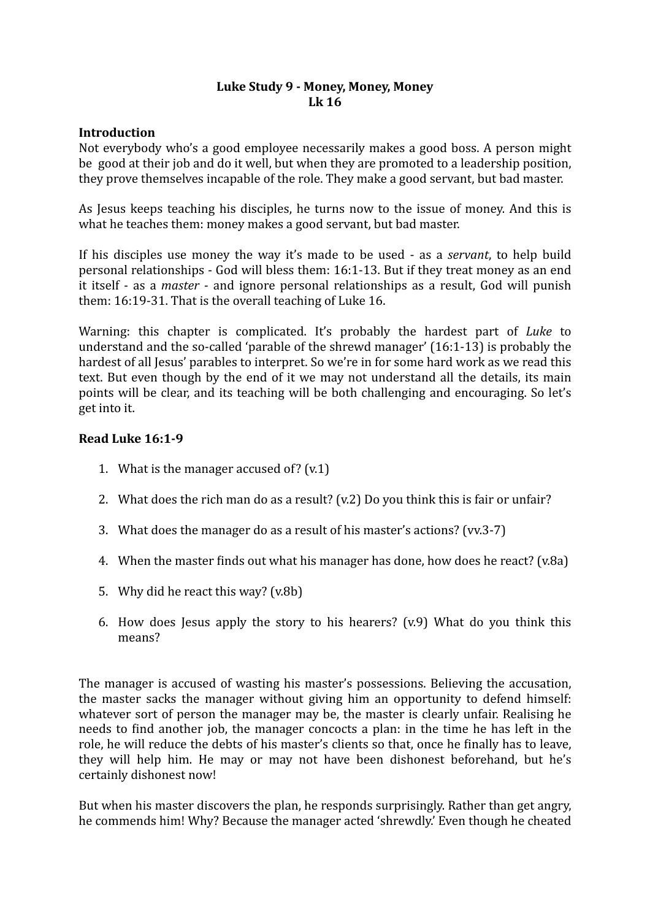**Luke Study 9 - Money, Money, Money**
**Lk 16**

**Introduction**
Not everybody who's a good employee necessarily makes a good boss. A person might be good at their job and do it well, but when they are promoted to a leadership position, they prove themselves incapable of the role. They make a good servant, but bad master.

As Jesus keeps teaching his disciples, he turns now to the issue of money. And this is what he teaches them: money makes a good servant, but bad master.

If his disciples use money the way it's made to be used - as a *servant*, to help build personal relationships - God will bless them: 16:1-13. But if they treat money as an end it itself - as a *master* - and ignore personal relationships as a result, God will punish them: 16:19-31. That is the overall teaching of Luke 16.

Warning: this chapter is complicated. It's probably the hardest part of *Luke* to understand and the so-called 'parable of the shrewd manager' (16:1-13) is probably the hardest of all Jesus' parables to interpret. So we're in for some hard work as we read this text. But even though by the end of it we may not understand all the details, its main points will be clear, and its teaching will be both challenging and encouraging. So let's get into it.

**Read Luke 16:1-9**

1. What is the manager accused of? (v.1)
2. What does the rich man do as a result? (v.2) Do you think this is fair or unfair?
3. What does the manager do as a result of his master's actions? (vv.3-7)
4. When the master finds out what his manager has done, how does he react? (v.8a)
5. Why did he react this way? (v.8b)
6. How does Jesus apply the story to his hearers? (v.9) What do you think this means?

The manager is accused of wasting his master's possessions. Believing the accusation, the master sacks the manager without giving him an opportunity to defend himself: whatever sort of person the manager may be, the master is clearly unfair. Realising he needs to find another job, the manager concocts a plan: in the time he has left in the role, he will reduce the debts of his master's clients so that, once he finally has to leave, they will help him. He may or may not have been dishonest beforehand, but he's certainly dishonest now!

But when his master discovers the plan, he responds surprisingly. Rather than get angry, he commends him! Why? Because the manager acted 'shrewdly.' Even though he cheated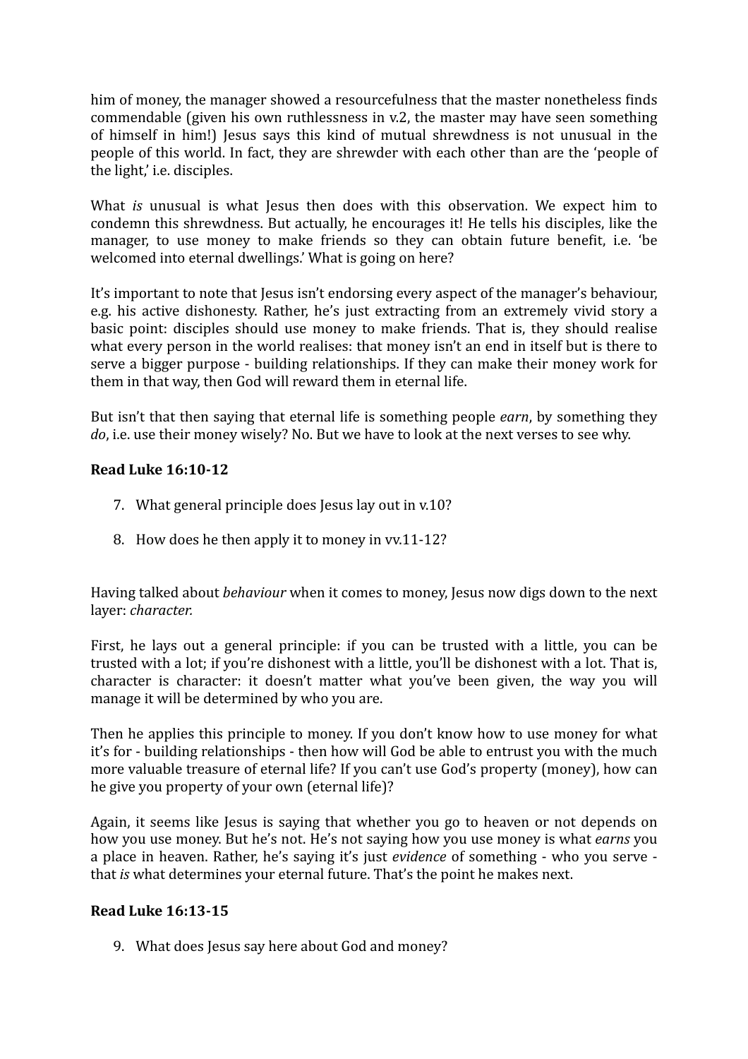him of money, the manager showed a resourcefulness that the master nonetheless finds commendable (given his own ruthlessness in v.2, the master may have seen something of himself in him!) Jesus says this kind of mutual shrewdness is not unusual in the people of this world. In fact, they are shrewder with each other than are the 'people of the light,' i.e. disciples.

What *is* unusual is what Jesus then does with this observation. We expect him to condemn this shrewdness. But actually, he encourages it! He tells his disciples, like the manager, to use money to make friends so they can obtain future benefit, i.e. 'be welcomed into eternal dwellings.' What is going on here?

It's important to note that Jesus isn't endorsing every aspect of the manager's behaviour, e.g. his active dishonesty. Rather, he's just extracting from an extremely vivid story a basic point: disciples should use money to make friends. That is, they should realise what every person in the world realises: that money isn't an end in itself but is there to serve a bigger purpose - building relationships. If they can make their money work for them in that way, then God will reward them in eternal life.

But isn't that then saying that eternal life is something people *earn*, by something they *do*, i.e. use their money wisely? No. But we have to look at the next verses to see why.

**Read Luke 16:10-12**

7. What general principle does Jesus lay out in v.10?

8. How does he then apply it to money in vv.11-12?

Having talked about *behaviour* when it comes to money, Jesus now digs down to the next layer: *character.*

First, he lays out a general principle: if you can be trusted with a little, you can be trusted with a lot; if you're dishonest with a little, you'll be dishonest with a lot. That is, character is character: it doesn't matter what you've been given, the way you will manage it will be determined by who you are.

Then he applies this principle to money. If you don't know how to use money for what it's for - building relationships - then how will God be able to entrust you with the much more valuable treasure of eternal life? If you can't use God's property (money), how can he give you property of your own (eternal life)?

Again, it seems like Jesus is saying that whether you go to heaven or not depends on how you use money. But he's not. He's not saying how you use money is what *earns* you a place in heaven. Rather, he's saying it's just *evidence* of something - who you serve - that *is* what determines your eternal future. That's the point he makes next.

**Read Luke 16:13-15**

9. What does Jesus say here about God and money?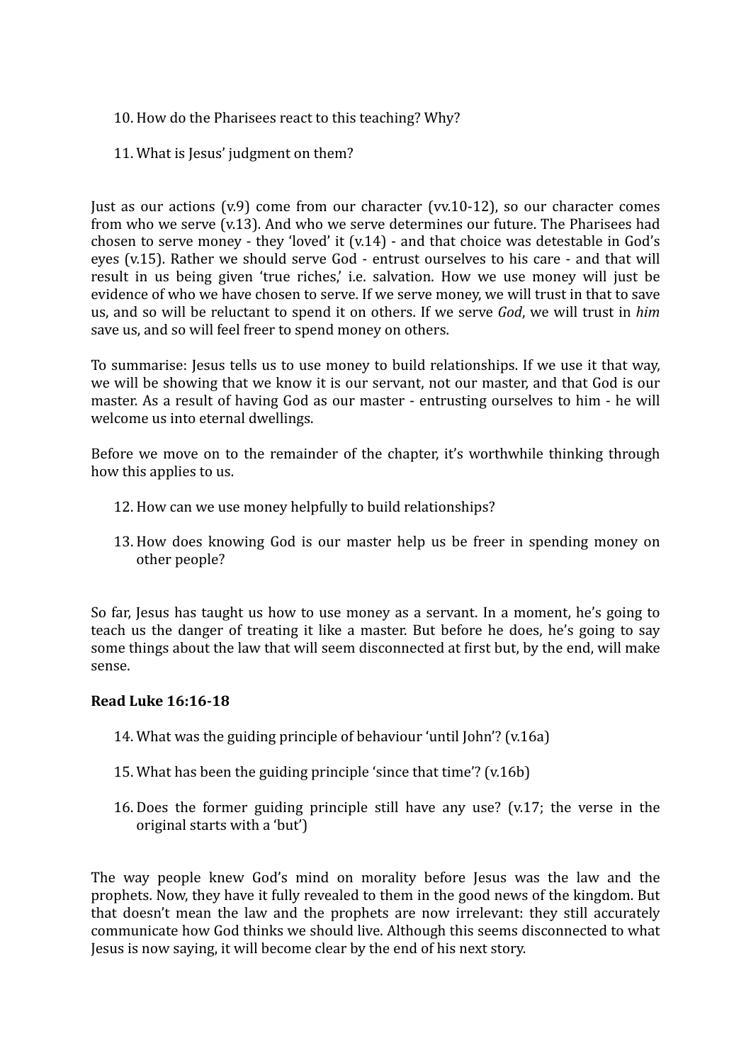10. How do the Pharisees react to this teaching? Why?

11. What is Jesus' judgment on them?

Just as our actions (v.9) come from our character (vv.10-12), so our character comes from who we serve (v.13). And who we serve determines our future. The Pharisees had chosen to serve money - they 'loved' it (v.14) - and that choice was detestable in God's eyes (v.15). Rather we should serve God - entrust ourselves to his care - and that will result in us being given 'true riches,' i.e. salvation. How we use money will just be evidence of who we have chosen to serve. If we serve money, we will trust in that to save us, and so will be reluctant to spend it on others. If we serve *God*, we will trust in *him* save us, and so will feel freer to spend money on others.

To summarise: Jesus tells us to use money to build relationships. If we use it that way, we will be showing that we know it is our servant, not our master, and that God is our master. As a result of having God as our master - entrusting ourselves to him - he will welcome us into eternal dwellings.

Before we move on to the remainder of the chapter, it's worthwhile thinking through how this applies to us.

12. How can we use money helpfully to build relationships?

13. How does knowing God is our master help us be freer in spending money on other people?

So far, Jesus has taught us how to use money as a servant. In a moment, he's going to teach us the danger of treating it like a master. But before he does, he's going to say some things about the law that will seem disconnected at first but, by the end, will make sense.

**Read Luke 16:16-18**

14. What was the guiding principle of behaviour 'until John'? (v.16a)

15. What has been the guiding principle 'since that time'? (v.16b)

16. Does the former guiding principle still have any use? (v.17; the verse in the original starts with a 'but')

The way people knew God's mind on morality before Jesus was the law and the prophets. Now, they have it fully revealed to them in the good news of the kingdom. But that doesn't mean the law and the prophets are now irrelevant: they still accurately communicate how God thinks we should live. Although this seems disconnected to what Jesus is now saying, it will become clear by the end of his next story.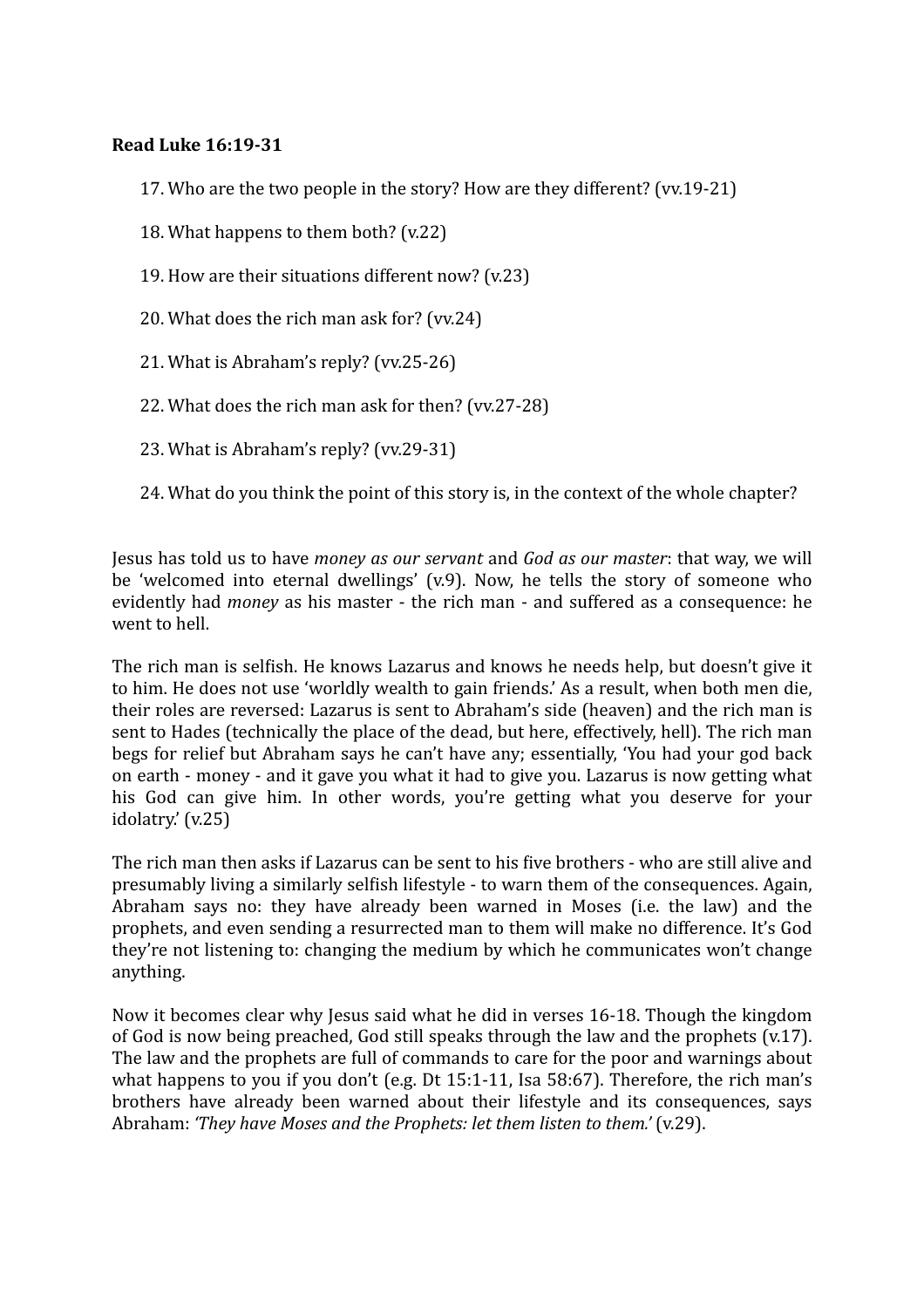**Read Luke 16:19-31**

17. Who are the two people in the story? How are they different? (vv.19-21)
18. What happens to them both? (v.22)
19. How are their situations different now? (v.23)
20. What does the rich man ask for? (vv.24)
21. What is Abraham's reply? (vv.25-26)
22. What does the rich man ask for then? (vv.27-28)
23. What is Abraham's reply? (vv.29-31)
24. What do you think the point of this story is, in the context of the whole chapter?

Jesus has told us to have *money as our servant* and *God as our master*: that way, we will be 'welcomed into eternal dwellings' (v.9). Now, he tells the story of someone who evidently had *money* as his master - the rich man - and suffered as a consequence: he went to hell.

The rich man is selfish. He knows Lazarus and knows he needs help, but doesn't give it to him. He does not use 'worldly wealth to gain friends.' As a result, when both men die, their roles are reversed: Lazarus is sent to Abraham's side (heaven) and the rich man is sent to Hades (technically the place of the dead, but here, effectively, hell). The rich man begs for relief but Abraham says he can't have any; essentially, 'You had your god back on earth - money - and it gave you what it had to give you. Lazarus is now getting what his God can give him. In other words, you're getting what you deserve for your idolatry.' (v.25)

The rich man then asks if Lazarus can be sent to his five brothers - who are still alive and presumably living a similarly selfish lifestyle - to warn them of the consequences. Again, Abraham says no: they have already been warned in Moses (i.e. the law) and the prophets, and even sending a resurrected man to them will make no difference. It's God they're not listening to: changing the medium by which he communicates won't change anything.

Now it becomes clear why Jesus said what he did in verses 16-18. Though the kingdom of God is now being preached, God still speaks through the law and the prophets (v.17). The law and the prophets are full of commands to care for the poor and warnings about what happens to you if you don't (e.g. Dt 15:1-11, Isa 58:67). Therefore, the rich man's brothers have already been warned about their lifestyle and its consequences, says Abraham: *'They have Moses and the Prophets: let them listen to them.'* (v.29).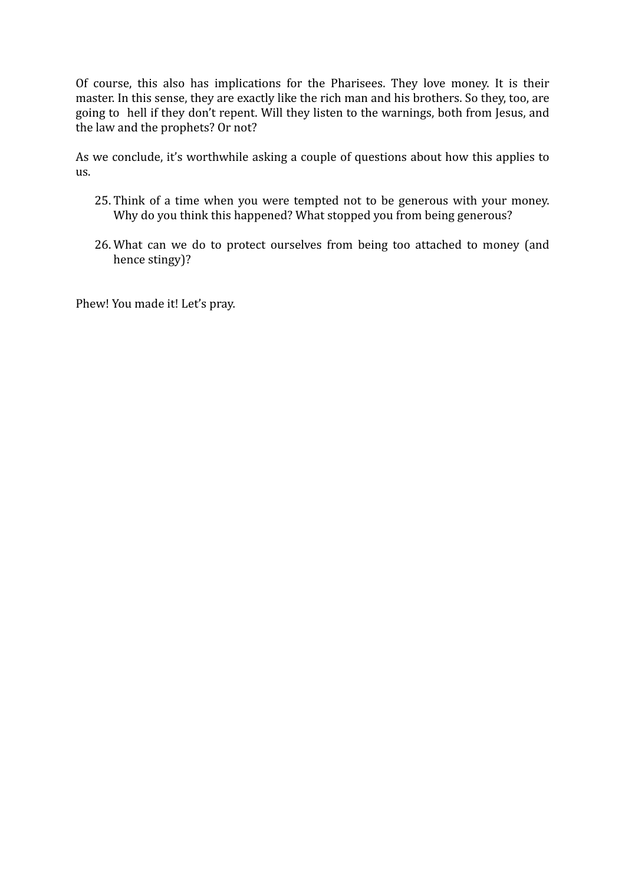Of course, this also has implications for the Pharisees. They love money. It is their master. In this sense, they are exactly like the rich man and his brothers. So they, too, are going to hell if they don't repent. Will they listen to the warnings, both from Jesus, and the law and the prophets? Or not?

As we conclude, it's worthwhile asking a couple of questions about how this applies to us.

25. Think of a time when you were tempted not to be generous with your money. Why do you think this happened? What stopped you from being generous?

26. What can we do to protect ourselves from being too attached to money (and hence stingy)?

Phew! You made it! Let's pray.